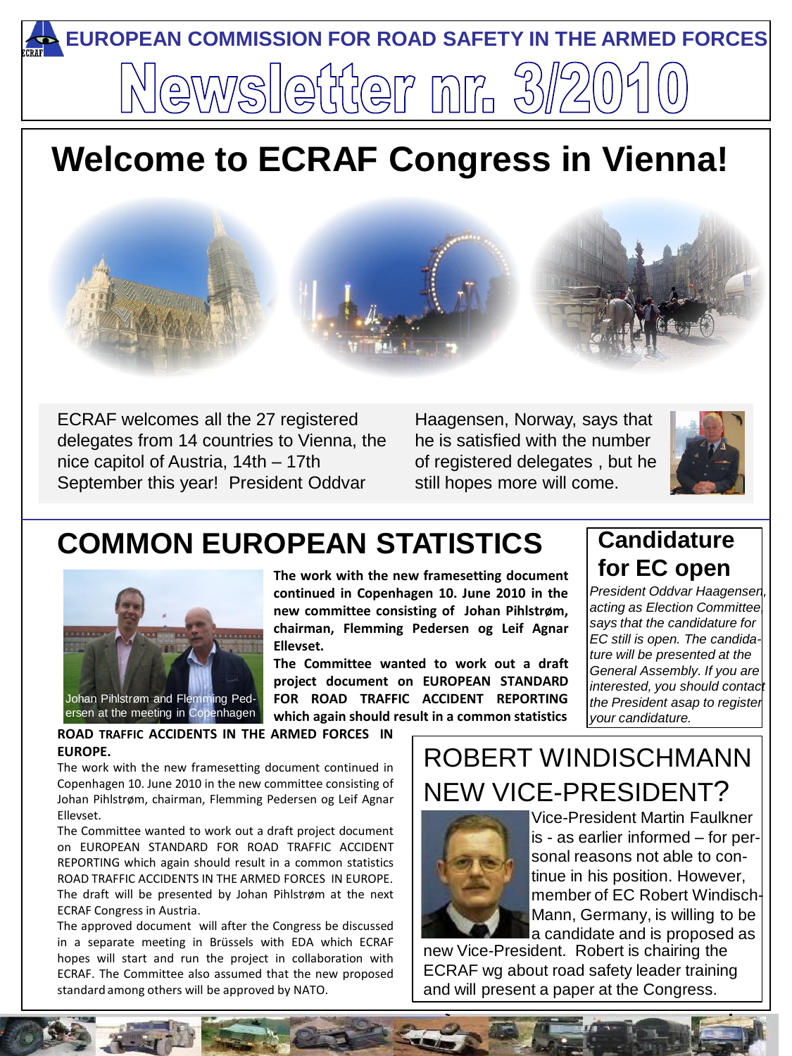# EUROPEAN COMMISSION FOR ROAD SAFETY IN THE ARMED FORCES

# Newsletter nr. 3/2010

## Welcome to ECRAF Congress in Vienna!

ECRAF welcomes all the 27 registered delegates from 14 countries to Vienna, the nice capitol of Austria, 14th – 17th September this year! President Oddvar Haagensen, Norway, says that he is satisfied with the number of registered delegates , but he still hopes more will come.

## COMMON EUROPEAN STATISTICS

Johan Pihlstrøm and Flemming Pedersen at the meeting in Copenhagen

**The work with the new framesetting document continued in Copenhagen 10. June 2010 in the new committee consisting of Johan Pihlstrøm, chairman, Flemming Pedersen og Leif Agnar Ellevset.**

**The Committee wanted to work out a draft project document on EUROPEAN STANDARD FOR ROAD TRAFFIC ACCIDENT REPORTING which again should result in a common statistics ROAD TRAFFIC ACCIDENTS IN THE ARMED FORCES IN EUROPE.**

The work with the new framesetting document continued in Copenhagen 10. June 2010 in the new committee consisting of Johan Pihlstrøm, chairman, Flemming Pedersen og Leif Agnar Ellevset.

The Committee wanted to work out a draft project document on EUROPEAN STANDARD FOR ROAD TRAFFIC ACCIDENT REPORTING which again should result in a common statistics ROAD TRAFFIC ACCIDENTS IN THE ARMED FORCES IN EUROPE. The draft will be presented by Johan Pihlstrøm at the next ECRAF Congress in Austria.

The approved document will after the Congress be discussed in a separate meeting in Brüssels with EDA which ECRAF hopes will start and run the project in collaboration with ECRAF. The Committee also assumed that the new proposed standard among others will be approved by NATO.

## Candidature for EC open

*President Oddvar Haagensen, acting as Election Committee, says that the candidature for EC still is open. The candidature will be presented at the General Assembly. If you are interested, you should contact the President asap to register your candidature.*

## ROBERT WINDISCHMANN NEW VICE-PRESIDENT?

Vice-President Martin Faulkner is - as earlier informed – for personal reasons not able to continue in his position. However, member of EC Robert Windisch-Mann, Germany, is willing to be a candidate and is proposed as new Vice-President. Robert is chairing the ECRAF wg about road safety leader training and will present a paper at the Congress.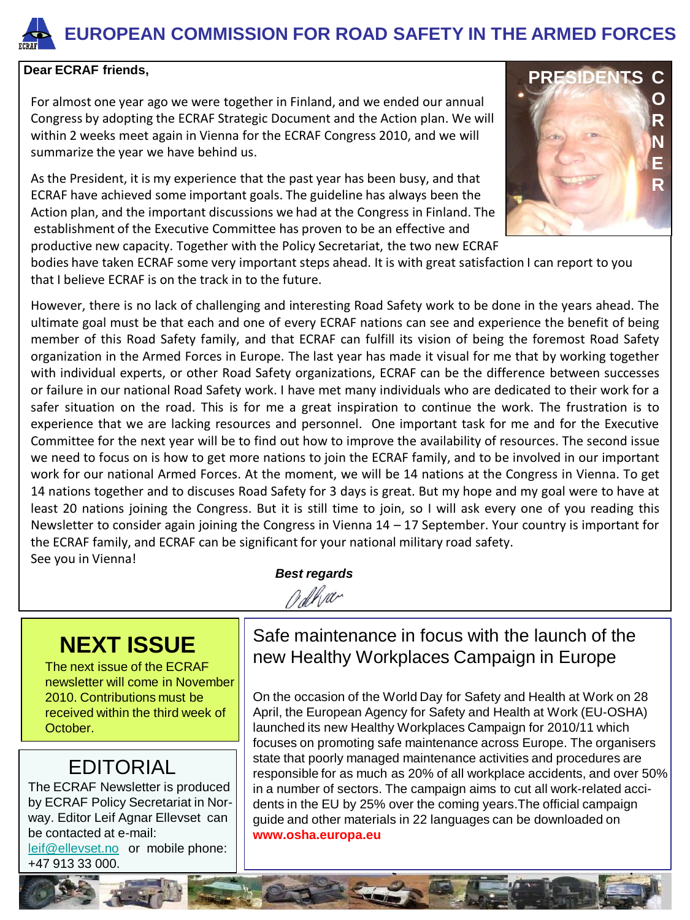# EUROPEAN COMMISSION FOR ROAD SAFETY IN THE ARMED FORCES

## PRESIDENTS CORNER

**Dear ECRAF friends,**

For almost one year ago we were together in Finland, and we ended our annual Congress by adopting the ECRAF Strategic Document and the Action plan. We will within 2 weeks meet again in Vienna for the ECRAF Congress 2010, and we will summarize the year we have behind us.

As the President, it is my experience that the past year has been busy, and that ECRAF have achieved some important goals. The guideline has always been the Action plan, and the important discussions we had at the Congress in Finland. The establishment of the Executive Committee has proven to be an effective and productive new capacity. Together with the Policy Secretariat, the two new ECRAF bodies have taken ECRAF some very important steps ahead. It is with great satisfaction I can report to you that I believe ECRAF is on the track in to the future.

However, there is no lack of challenging and interesting Road Safety work to be done in the years ahead. The ultimate goal must be that each and one of every ECRAF nations can see and experience the benefit of being member of this Road Safety family, and that ECRAF can fulfill its vision of being the foremost Road Safety organization in the Armed Forces in Europe. The last year has made it visual for me that by working together with individual experts, or other Road Safety organizations, ECRAF can be the difference between successes or failure in our national Road Safety work. I have met many individuals who are dedicated to their work for a safer situation on the road. This is for me a great inspiration to continue the work. The frustration is to experience that we are lacking resources and personnel. One important task for me and for the Executive Committee for the next year will be to find out how to improve the availability of resources. The second issue we need to focus on is how to get more nations to join the ECRAF family, and to be involved in our important work for our national Armed Forces. At the moment, we will be 14 nations at the Congress in Vienna. To get 14 nations together and to discuses Road Safety for 3 days is great. But my hope and my goal were to have at least 20 nations joining the Congress. But it is still time to join, so I will ask every one of you reading this Newsletter to consider again joining the Congress in Vienna 14 – 17 September. Your country is important for the ECRAF family, and ECRAF can be significant for your national military road safety.

See you in Vienna!

***Best regards***

Odd Vår

## NEXT ISSUE

The next issue of the ECRAF newsletter will come in November 2010. Contributions must be received within the third week of October.

## EDITORIAL

The ECRAF Newsletter is produced by ECRAF Policy Secretariat in Norway. Editor Leif Agnar Ellevset can be contacted at e-mail: leif@ellevset.no or mobile phone: +47 913 33 000.

## Safe maintenance in focus with the launch of the new Healthy Workplaces Campaign in Europe

On the occasion of the World Day for Safety and Health at Work on 28 April, the European Agency for Safety and Health at Work (EU-OSHA) launched its new Healthy Workplaces Campaign for 2010/11 which focuses on promoting safe maintenance across Europe. The organisers state that poorly managed maintenance activities and procedures are responsible for as much as 20% of all workplace accidents, and over 50% in a number of sectors. The campaign aims to cut all work-related accidents in the EU by 25% over the coming years.The official campaign guide and other materials in 22 languages can be downloaded on **www.osha.europa.eu**